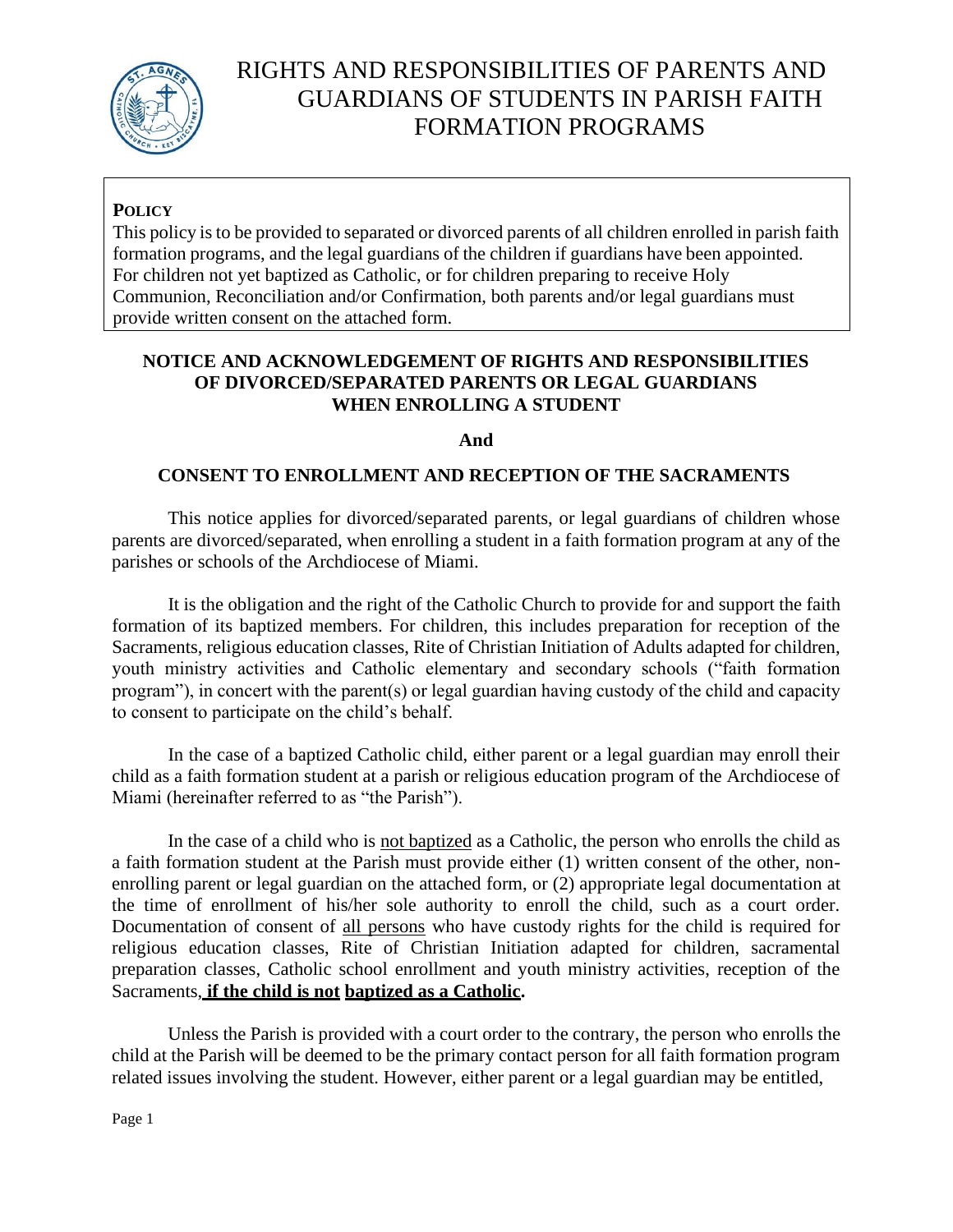# RIGHTS AND RESPONSIBILITIES OF PARENTS AND GUARDIANS OF STUDENTS IN PARISH FAITH FORMATION PROGRAMS

**POLICY**

This policy is to be provided to separated or divorced parents of all children enrolled in parish faith formation programs, and the legal guardians of the children if guardians have been appointed. For children not yet baptized as Catholic, or for children preparing to receive Holy Communion, Reconciliation and/or Confirmation, both parents and/or legal guardians must provide written consent on the attached form.

## NOTICE AND ACKNOWLEDGEMENT OF RIGHTS AND RESPONSIBILITIES OF DIVORCED/SEPARATED PARENTS OR LEGAL GUARDIANS WHEN ENROLLING A STUDENT

**And**

## CONSENT TO ENROLLMENT AND RECEPTION OF THE SACRAMENTS

This notice applies for divorced/separated parents, or legal guardians of children whose parents are divorced/separated, when enrolling a student in a faith formation program at any of the parishes or schools of the Archdiocese of Miami.

It is the obligation and the right of the Catholic Church to provide for and support the faith formation of its baptized members. For children, this includes preparation for reception of the Sacraments, religious education classes, Rite of Christian Initiation of Adults adapted for children, youth ministry activities and Catholic elementary and secondary schools ("faith formation program"), in concert with the parent(s) or legal guardian having custody of the child and capacity to consent to participate on the child's behalf.

In the case of a baptized Catholic child, either parent or a legal guardian may enroll their child as a faith formation student at a parish or religious education program of the Archdiocese of Miami (hereinafter referred to as "the Parish").

In the case of a child who is <u>not baptized</u> as a Catholic, the person who enrolls the child as a faith formation student at the Parish must provide either (1) written consent of the other, non-enrolling parent or legal guardian on the attached form, or (2) appropriate legal documentation at the time of enrollment of his/her sole authority to enroll the child, such as a court order. Documentation of consent of <u>all persons</u> who have custody rights for the child is required for religious education classes, Rite of Christian Initiation adapted for children, sacramental preparation classes, Catholic school enrollment and youth ministry activities, reception of the Sacraments, **<u>if the child is not baptized as a Catholic</u>.**

Unless the Parish is provided with a court order to the contrary, the person who enrolls the child at the Parish will be deemed to be the primary contact person for all faith formation program related issues involving the student. However, either parent or a legal guardian may be entitled,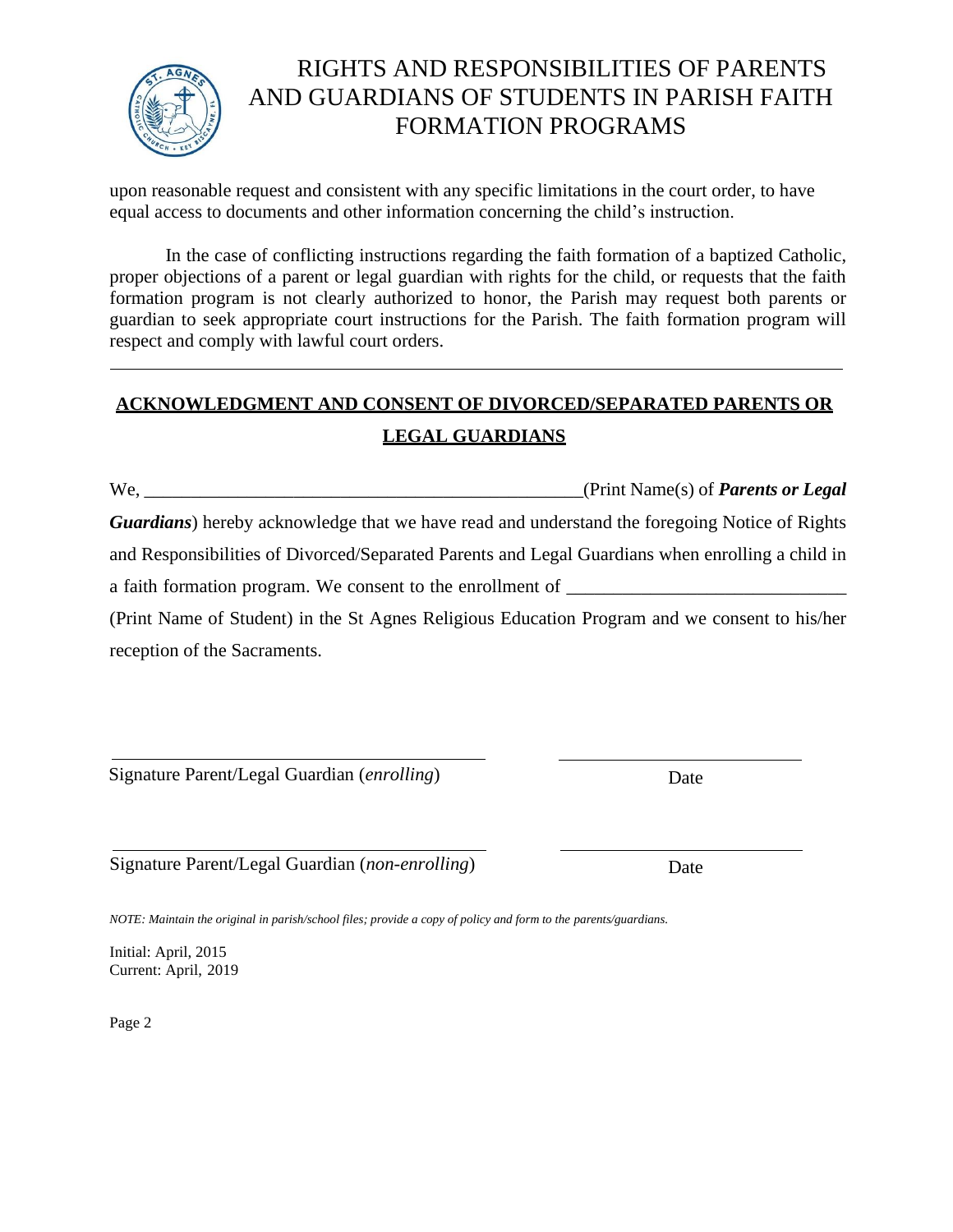upon reasonable request and consistent with any specific limitations in the court order, to have equal access to documents and other information concerning the child's instruction.

In the case of conflicting instructions regarding the faith formation of a baptized Catholic, proper objections of a parent or legal guardian with rights for the child, or requests that the faith formation program is not clearly authorized to honor, the Parish may request both parents or guardian to seek appropriate court instructions for the Parish. The faith formation program will respect and comply with lawful court orders.

---

## ACKNOWLEDGMENT AND CONSENT OF DIVORCED/SEPARATED PARENTS OR LEGAL GUARDIANS

We, ________________________________________________(Print Name(s) of ***Parents or Legal Guardians***) hereby acknowledge that we have read and understand the foregoing Notice of Rights and Responsibilities of Divorced/Separated Parents and Legal Guardians when enrolling a child in a faith formation program. We consent to the enrollment of ____________________________ (Print Name of Student) in the St Agnes Religious Education Program and we consent to his/her reception of the Sacraments.

________________________________________ ____________________________

Signature Parent/Legal Guardian (*enrolling*) Date

________________________________________ ____________________________

Signature Parent/Legal Guardian (*non-enrolling*) Date

*NOTE: Maintain the original in parish/school files; provide a copy of policy and form to the parents/guardians.*

Initial: April, 2015
Current: April, 2019